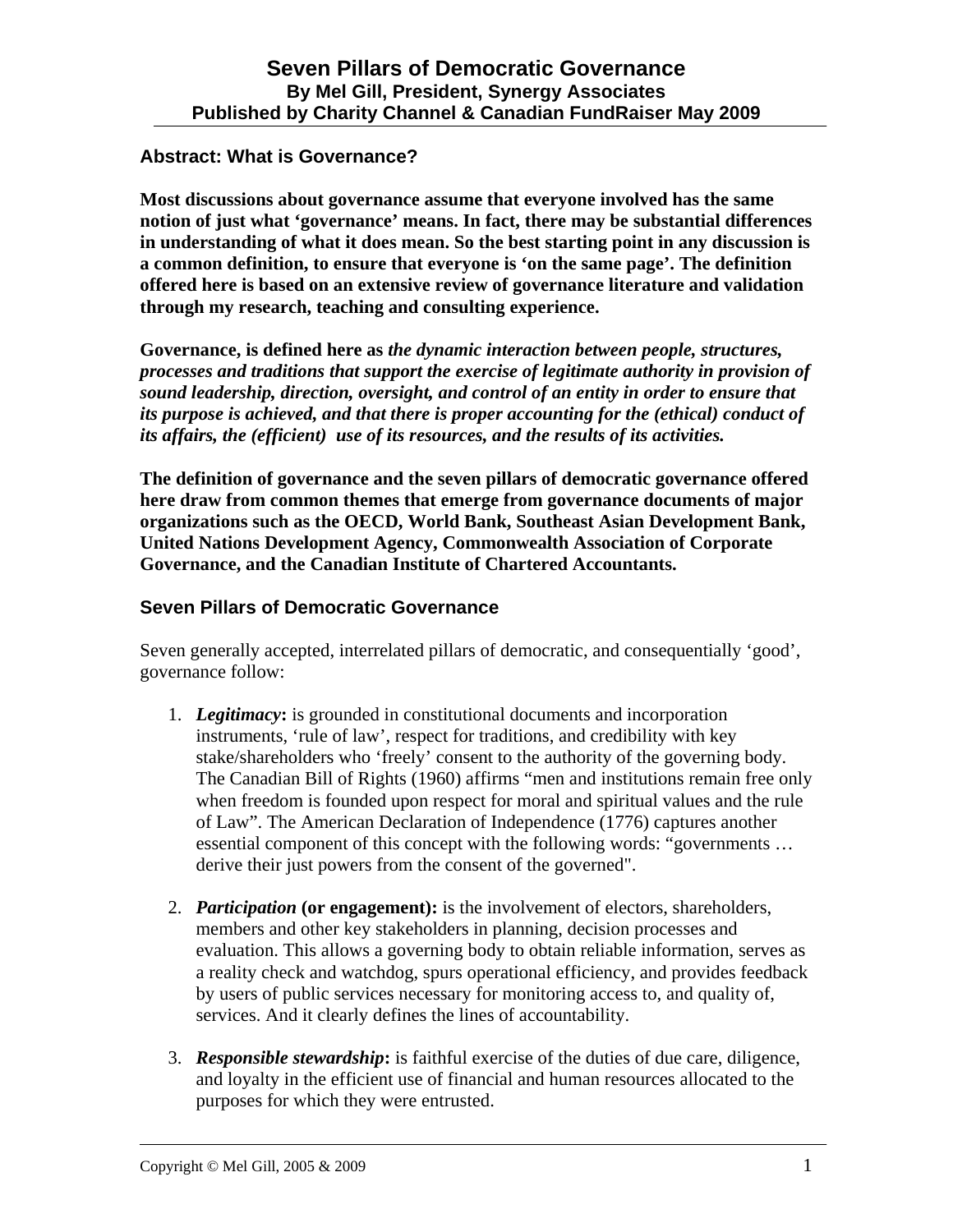# Seven Pillars of Democratic Governance

**By Mel Gill, President, Synergy Associates**

**Published by Charity Channel & Canadian FundRaiser May 2009**

## Abstract: What is Governance?

**Most discussions about governance assume that everyone involved has the same notion of just what 'governance' means. In fact, there may be substantial differences in understanding of what it does mean. So the best starting point in any discussion is a common definition, to ensure that everyone is 'on the same page'. The definition offered here is based on an extensive review of governance literature and validation through my research, teaching and consulting experience.**

**Governance, is defined here as *the dynamic interaction between people, structures, processes and traditions that support the exercise of legitimate authority in provision of sound leadership, direction, oversight, and control of an entity in order to ensure that its purpose is achieved, and that there is proper accounting for the (ethical) conduct of its affairs, the (efficient) use of its resources, and the results of its activities.***

**The definition of governance and the seven pillars of democratic governance offered here draw from common themes that emerge from governance documents of major organizations such as the OECD, World Bank, Southeast Asian Development Bank, United Nations Development Agency, Commonwealth Association of Corporate Governance, and the Canadian Institute of Chartered Accountants.**

## Seven Pillars of Democratic Governance

Seven generally accepted, interrelated pillars of democratic, and consequentially 'good', governance follow:

1. ***Legitimacy*:** is grounded in constitutional documents and incorporation instruments, 'rule of law', respect for traditions, and credibility with key stake/shareholders who 'freely' consent to the authority of the governing body. The Canadian Bill of Rights (1960) affirms "men and institutions remain free only when freedom is founded upon respect for moral and spiritual values and the rule of Law". The American Declaration of Independence (1776) captures another essential component of this concept with the following words: "governments … derive their just powers from the consent of the governed".

2. ***Participation* (or engagement):** is the involvement of electors, shareholders, members and other key stakeholders in planning, decision processes and evaluation. This allows a governing body to obtain reliable information, serves as a reality check and watchdog, spurs operational efficiency, and provides feedback by users of public services necessary for monitoring access to, and quality of, services. And it clearly defines the lines of accountability.

3. ***Responsible stewardship*:** is faithful exercise of the duties of due care, diligence, and loyalty in the efficient use of financial and human resources allocated to the purposes for which they were entrusted.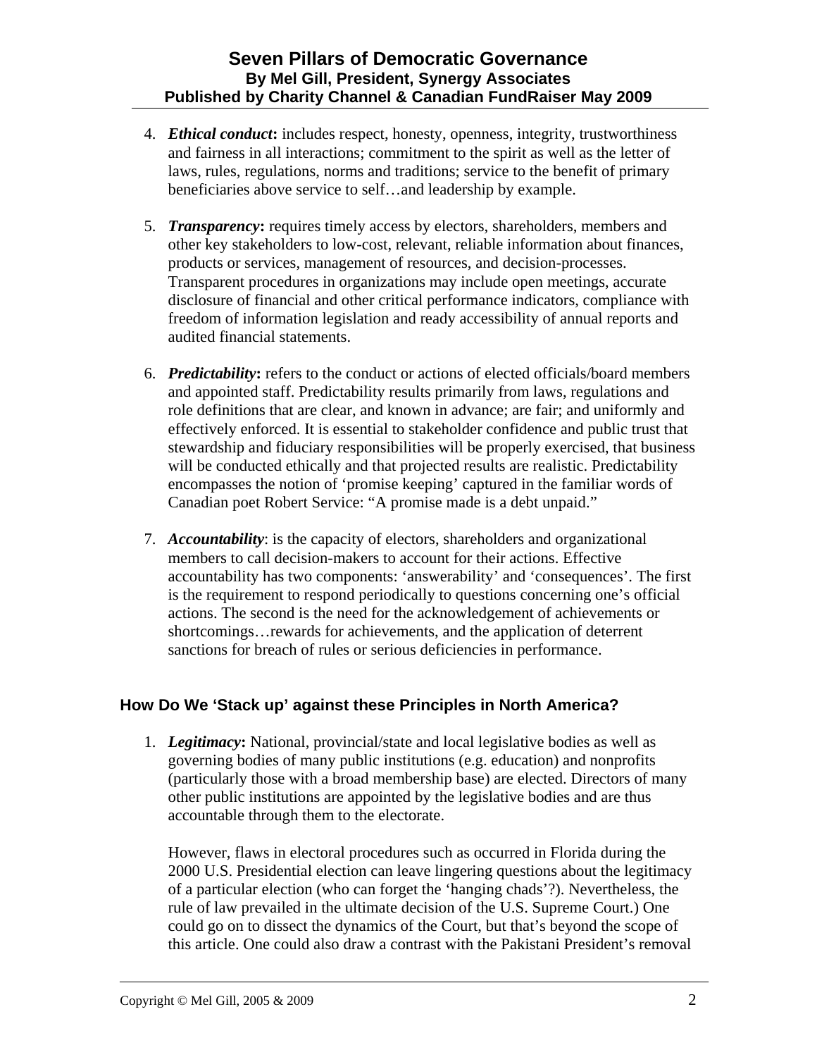4. ***Ethical conduct*****:** includes respect, honesty, openness, integrity, trustworthiness and fairness in all interactions; commitment to the spirit as well as the letter of laws, rules, regulations, norms and traditions; service to the benefit of primary beneficiaries above service to self…and leadership by example.

5. ***Transparency*****:** requires timely access by electors, shareholders, members and other key stakeholders to low-cost, relevant, reliable information about finances, products or services, management of resources, and decision-processes. Transparent procedures in organizations may include open meetings, accurate disclosure of financial and other critical performance indicators, compliance with freedom of information legislation and ready accessibility of annual reports and audited financial statements.

6. ***Predictability*****:** refers to the conduct or actions of elected officials/board members and appointed staff. Predictability results primarily from laws, regulations and role definitions that are clear, and known in advance; are fair; and uniformly and effectively enforced. It is essential to stakeholder confidence and public trust that stewardship and fiduciary responsibilities will be properly exercised, that business will be conducted ethically and that projected results are realistic. Predictability encompasses the notion of 'promise keeping' captured in the familiar words of Canadian poet Robert Service: "A promise made is a debt unpaid."

7. ***Accountability***: is the capacity of electors, shareholders and organizational members to call decision-makers to account for their actions. Effective accountability has two components: 'answerability' and 'consequences'. The first is the requirement to respond periodically to questions concerning one's official actions. The second is the need for the acknowledgement of achievements or shortcomings…rewards for achievements, and the application of deterrent sanctions for breach of rules or serious deficiencies in performance.

## How Do We 'Stack up' against these Principles in North America?

1. ***Legitimacy*****:** National, provincial/state and local legislative bodies as well as governing bodies of many public institutions (e.g. education) and nonprofits (particularly those with a broad membership base) are elected. Directors of many other public institutions are appointed by the legislative bodies and are thus accountable through them to the electorate.

   However, flaws in electoral procedures such as occurred in Florida during the 2000 U.S. Presidential election can leave lingering questions about the legitimacy of a particular election (who can forget the 'hanging chads'?). Nevertheless, the rule of law prevailed in the ultimate decision of the U.S. Supreme Court.) One could go on to dissect the dynamics of the Court, but that's beyond the scope of this article. One could also draw a contrast with the Pakistani President's removal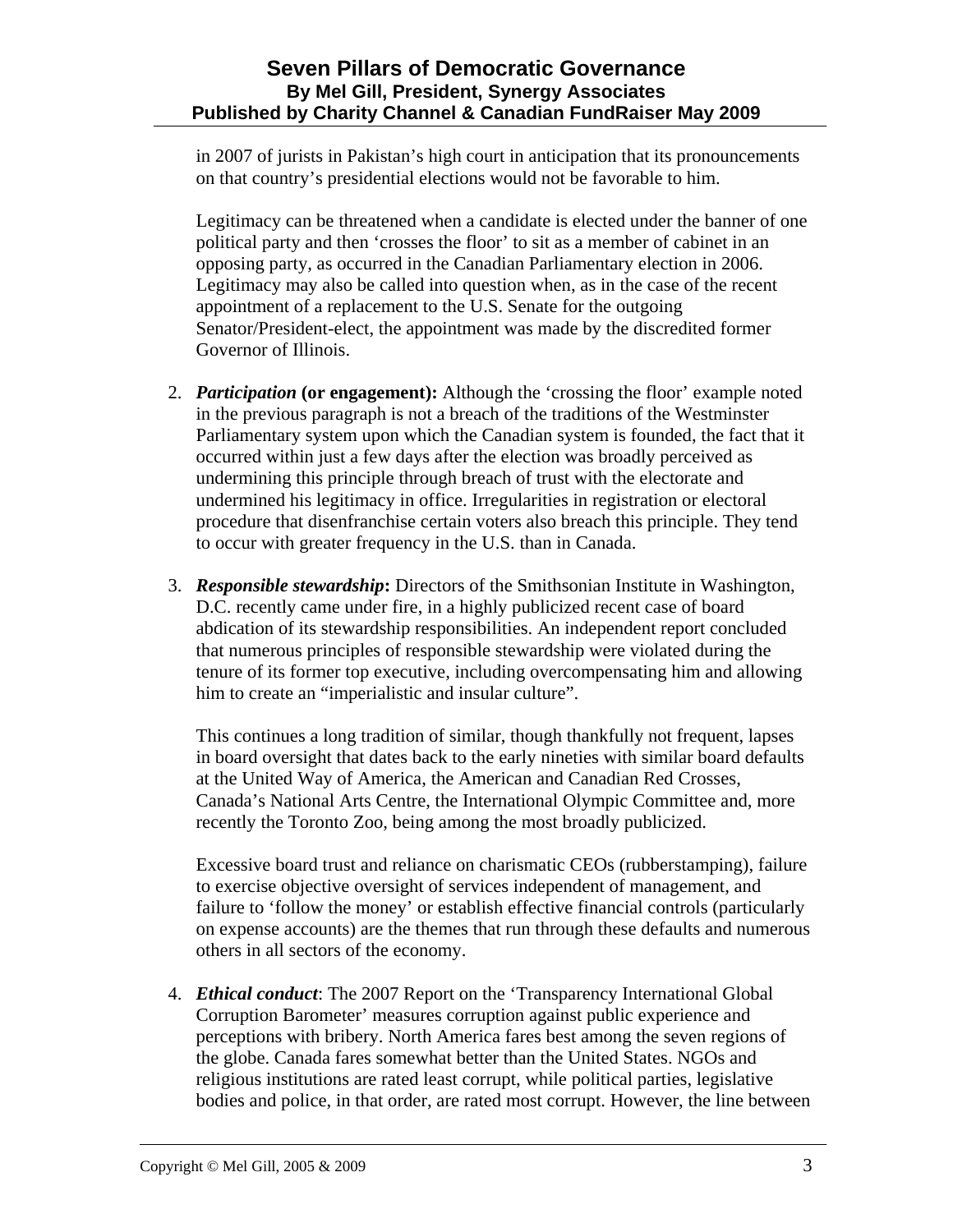in 2007 of jurists in Pakistan's high court in anticipation that its pronouncements on that country's presidential elections would not be favorable to him.

Legitimacy can be threatened when a candidate is elected under the banner of one political party and then 'crosses the floor' to sit as a member of cabinet in an opposing party, as occurred in the Canadian Parliamentary election in 2006. Legitimacy may also be called into question when, as in the case of the recent appointment of a replacement to the U.S. Senate for the outgoing Senator/President-elect, the appointment was made by the discredited former Governor of Illinois.

2. ***Participation*** **(or engagement):** Although the 'crossing the floor' example noted in the previous paragraph is not a breach of the traditions of the Westminster Parliamentary system upon which the Canadian system is founded, the fact that it occurred within just a few days after the election was broadly perceived as undermining this principle through breach of trust with the electorate and undermined his legitimacy in office. Irregularities in registration or electoral procedure that disenfranchise certain voters also breach this principle. They tend to occur with greater frequency in the U.S. than in Canada.

3. ***Responsible stewardship*****:** Directors of the Smithsonian Institute in Washington, D.C. recently came under fire, in a highly publicized recent case of board abdication of its stewardship responsibilities. An independent report concluded that numerous principles of responsible stewardship were violated during the tenure of its former top executive, including overcompensating him and allowing him to create an "imperialistic and insular culture".

   This continues a long tradition of similar, though thankfully not frequent, lapses in board oversight that dates back to the early nineties with similar board defaults at the United Way of America, the American and Canadian Red Crosses, Canada's National Arts Centre, the International Olympic Committee and, more recently the Toronto Zoo, being among the most broadly publicized.

   Excessive board trust and reliance on charismatic CEOs (rubberstamping), failure to exercise objective oversight of services independent of management, and failure to 'follow the money' or establish effective financial controls (particularly on expense accounts) are the themes that run through these defaults and numerous others in all sectors of the economy.

4. ***Ethical conduct***: The 2007 Report on the 'Transparency International Global Corruption Barometer' measures corruption against public experience and perceptions with bribery. North America fares best among the seven regions of the globe. Canada fares somewhat better than the United States. NGOs and religious institutions are rated least corrupt, while political parties, legislative bodies and police, in that order, are rated most corrupt. However, the line between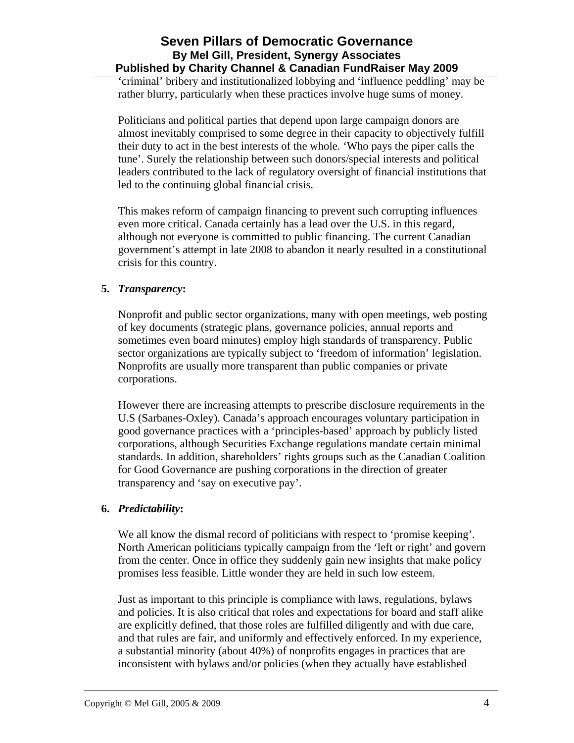'criminal' bribery and institutionalized lobbying and 'influence peddling' may be rather blurry, particularly when these practices involve huge sums of money.

Politicians and political parties that depend upon large campaign donors are almost inevitably comprised to some degree in their capacity to objectively fulfill their duty to act in the best interests of the whole. 'Who pays the piper calls the tune'. Surely the relationship between such donors/special interests and political leaders contributed to the lack of regulatory oversight of financial institutions that led to the continuing global financial crisis.

This makes reform of campaign financing to prevent such corrupting influences even more critical. Canada certainly has a lead over the U.S. in this regard, although not everyone is committed to public financing. The current Canadian government's attempt in late 2008 to abandon it nearly resulted in a constitutional crisis for this country.

**5.** ***Transparency*:**

Nonprofit and public sector organizations, many with open meetings, web posting of key documents (strategic plans, governance policies, annual reports and sometimes even board minutes) employ high standards of transparency. Public sector organizations are typically subject to 'freedom of information' legislation. Nonprofits are usually more transparent than public companies or private corporations.

However there are increasing attempts to prescribe disclosure requirements in the U.S (Sarbanes-Oxley). Canada's approach encourages voluntary participation in good governance practices with a 'principles-based' approach by publicly listed corporations, although Securities Exchange regulations mandate certain minimal standards. In addition, shareholders' rights groups such as the Canadian Coalition for Good Governance are pushing corporations in the direction of greater transparency and 'say on executive pay'.

**6.** ***Predictability*:**

We all know the dismal record of politicians with respect to 'promise keeping'. North American politicians typically campaign from the 'left or right' and govern from the center. Once in office they suddenly gain new insights that make policy promises less feasible. Little wonder they are held in such low esteem.

Just as important to this principle is compliance with laws, regulations, bylaws and policies. It is also critical that roles and expectations for board and staff alike are explicitly defined, that those roles are fulfilled diligently and with due care, and that rules are fair, and uniformly and effectively enforced. In my experience, a substantial minority (about 40%) of nonprofits engages in practices that are inconsistent with bylaws and/or policies (when they actually have established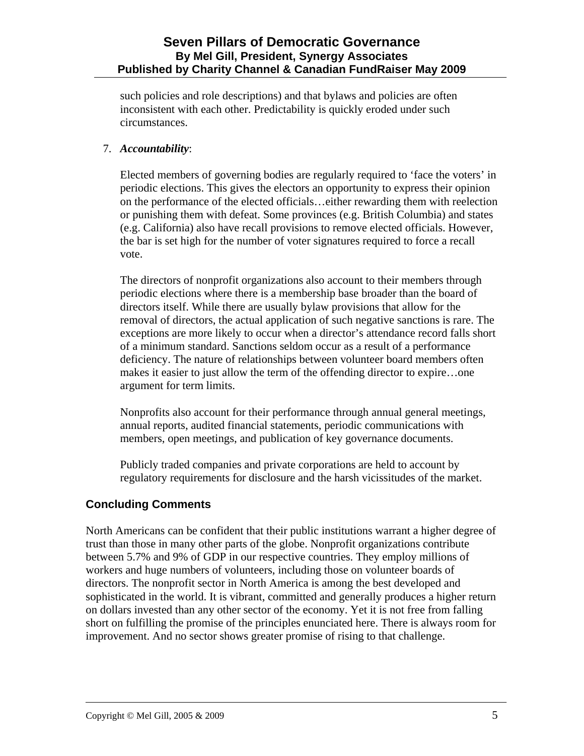such policies and role descriptions) and that bylaws and policies are often inconsistent with each other. Predictability is quickly eroded under such circumstances.

7. ***Accountability***:

   Elected members of governing bodies are regularly required to 'face the voters' in periodic elections. This gives the electors an opportunity to express their opinion on the performance of the elected officials…either rewarding them with reelection or punishing them with defeat. Some provinces (e.g. British Columbia) and states (e.g. California) also have recall provisions to remove elected officials. However, the bar is set high for the number of voter signatures required to force a recall vote.

   The directors of nonprofit organizations also account to their members through periodic elections where there is a membership base broader than the board of directors itself. While there are usually bylaw provisions that allow for the removal of directors, the actual application of such negative sanctions is rare. The exceptions are more likely to occur when a director's attendance record falls short of a minimum standard. Sanctions seldom occur as a result of a performance deficiency. The nature of relationships between volunteer board members often makes it easier to just allow the term of the offending director to expire…one argument for term limits.

   Nonprofits also account for their performance through annual general meetings, annual reports, audited financial statements, periodic communications with members, open meetings, and publication of key governance documents.

   Publicly traded companies and private corporations are held to account by regulatory requirements for disclosure and the harsh vicissitudes of the market.

## Concluding Comments

North Americans can be confident that their public institutions warrant a higher degree of trust than those in many other parts of the globe. Nonprofit organizations contribute between 5.7% and 9% of GDP in our respective countries. They employ millions of workers and huge numbers of volunteers, including those on volunteer boards of directors. The nonprofit sector in North America is among the best developed and sophisticated in the world. It is vibrant, committed and generally produces a higher return on dollars invested than any other sector of the economy. Yet it is not free from falling short on fulfilling the promise of the principles enunciated here. There is always room for improvement. And no sector shows greater promise of rising to that challenge.